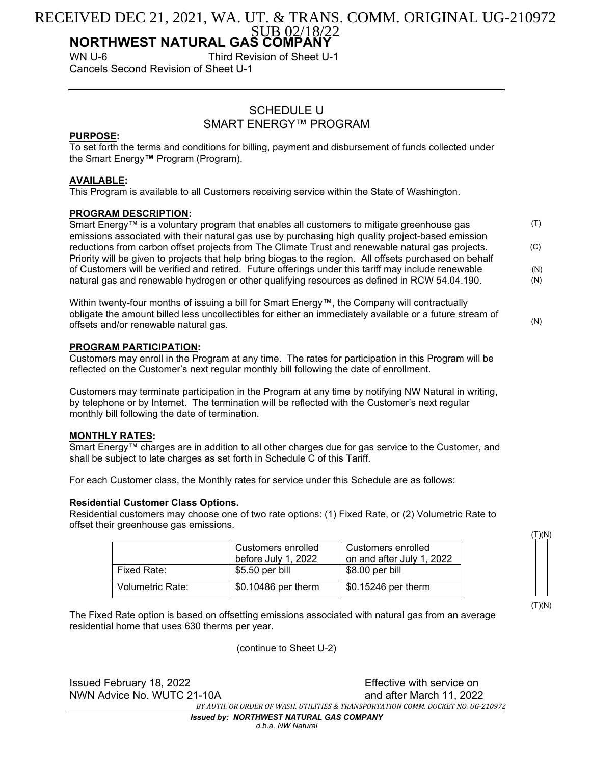RECEIVED DEC 21, 2021, WA. UT. & TRANS. COMM. ORIGINAL UG-210972 SUB 02/18/22

# NORTHWEST NATURAL GAS COMPANY

WN U-6 Third Revision of Sheet U-1
Cancels Second Revision of Sheet U-1

## SCHEDULE U
## SMART ENERGY™ PROGRAM

**PURPOSE:**
To set forth the terms and conditions for billing, payment and disbursement of funds collected under the Smart Energy**™** Program (Program).

**AVAILABLE:**
This Program is available to all Customers receiving service within the State of Washington.

**PROGRAM DESCRIPTION:**
Smart Energy™ is a voluntary program that enables all customers to mitigate greenhouse gas emissions associated with their natural gas use by purchasing high quality project-based emission reductions from carbon offset projects from The Climate Trust and renewable natural gas projects. Priority will be given to projects that help bring biogas to the region. All offsets purchased on behalf of Customers will be verified and retired. Future offerings under this tariff may include renewable natural gas and renewable hydrogen or other qualifying resources as defined in RCW 54.04.190. (T) (C) (N) (N)

Within twenty-four months of issuing a bill for Smart Energy™, the Company will contractually obligate the amount billed less uncollectibles for either an immediately available or a future stream of offsets and/or renewable natural gas. (N)

**PROGRAM PARTICIPATION:**
Customers may enroll in the Program at any time. The rates for participation in this Program will be reflected on the Customer's next regular monthly bill following the date of enrollment.

Customers may terminate participation in the Program at any time by notifying NW Natural in writing, by telephone or by Internet. The termination will be reflected with the Customer's next regular monthly bill following the date of termination.

**MONTHLY RATES:**
Smart Energy™ charges are in addition to all other charges due for gas service to the Customer, and shall be subject to late charges as set forth in Schedule C of this Tariff.

For each Customer class, the Monthly rates for service under this Schedule are as follows:

**Residential Customer Class Options.**
Residential customers may choose one of two rate options: (1) Fixed Rate, or (2) Volumetric Rate to offset their greenhouse gas emissions.

(T)(N)

| | Customers enrolled before July 1, 2022 | Customers enrolled on and after July 1, 2022 |
|---|---|---|
| Fixed Rate: | $5.50 per bill | $8.00 per bill |
| Volumetric Rate: | $0.10486 per therm | $0.15246 per therm |

(T)(N)

The Fixed Rate option is based on offsetting emissions associated with natural gas from an average residential home that uses 630 therms per year.

(continue to Sheet U-2)

Issued February 18, 2022
NWN Advice No. WUTC 21-10A

Effective with service on and after March 11, 2022

*BY AUTH. OR ORDER OF WASH. UTILITIES & TRANSPORTATION COMM. DOCKET NO. UG-210972*

***Issued by: NORTHWEST NATURAL GAS COMPANY***
*d.b.a. NW Natural*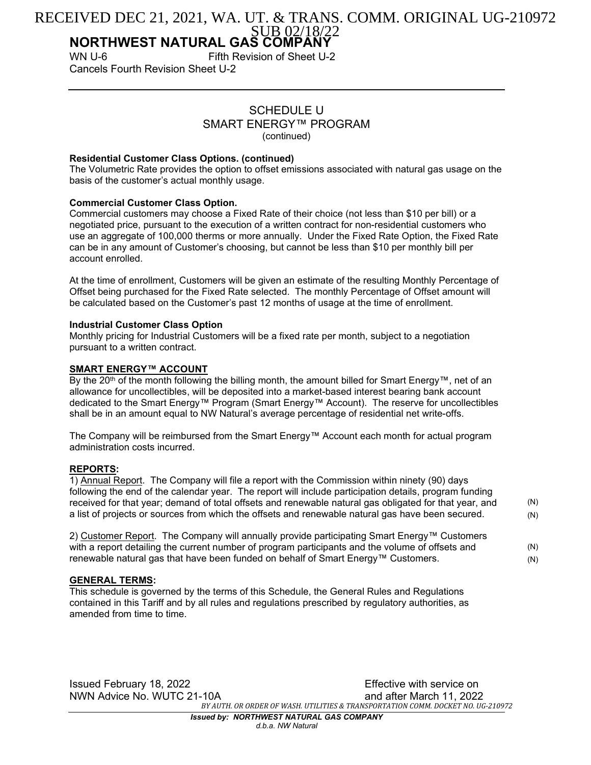**NORTHWEST NATURAL GAS COMPANY**

WN U-6 Fifth Revision of Sheet U-2
Cancels Fourth Revision Sheet U-2

## SCHEDULE U
## SMART ENERGY™ PROGRAM
(continued)

**Residential Customer Class Options. (continued)**
The Volumetric Rate provides the option to offset emissions associated with natural gas usage on the basis of the customer's actual monthly usage.

**Commercial Customer Class Option.**
Commercial customers may choose a Fixed Rate of their choice (not less than $10 per bill) or a negotiated price, pursuant to the execution of a written contract for non-residential customers who use an aggregate of 100,000 therms or more annually. Under the Fixed Rate Option, the Fixed Rate can be in any amount of Customer's choosing, but cannot be less than $10 per monthly bill per account enrolled.

At the time of enrollment, Customers will be given an estimate of the resulting Monthly Percentage of Offset being purchased for the Fixed Rate selected. The monthly Percentage of Offset amount will be calculated based on the Customer's past 12 months of usage at the time of enrollment.

**Industrial Customer Class Option**
Monthly pricing for Industrial Customers will be a fixed rate per month, subject to a negotiation pursuant to a written contract.

**SMART ENERGY™ ACCOUNT**
By the 20th of the month following the billing month, the amount billed for Smart Energy™, net of an allowance for uncollectibles, will be deposited into a market-based interest bearing bank account dedicated to the Smart Energy™ Program (Smart Energy™ Account). The reserve for uncollectibles shall be in an amount equal to NW Natural's average percentage of residential net write-offs.

The Company will be reimbursed from the Smart Energy™ Account each month for actual program administration costs incurred.

**REPORTS:**
1) Annual Report. The Company will file a report with the Commission within ninety (90) days following the end of the calendar year. The report will include participation details, program funding received for that year; demand of total offsets and renewable natural gas obligated for that year, and a list of projects or sources from which the offsets and renewable natural gas have been secured. (N) (N)

2) Customer Report. The Company will annually provide participating Smart Energy™ Customers with a report detailing the current number of program participants and the volume of offsets and renewable natural gas that have been funded on behalf of Smart Energy™ Customers. (N) (N)

**GENERAL TERMS:**
This schedule is governed by the terms of this Schedule, the General Rules and Regulations contained in this Tariff and by all rules and regulations prescribed by regulatory authorities, as amended from time to time.

Issued February 18, 2022
NWN Advice No. WUTC 21-10A

Effective with service on and after March 11, 2022

*BY AUTH. OR ORDER OF WASH. UTILITIES & TRANSPORTATION COMM. DOCKET NO. UG-210972*

***Issued by: NORTHWEST NATURAL GAS COMPANY***
*d.b.a. NW Natural*